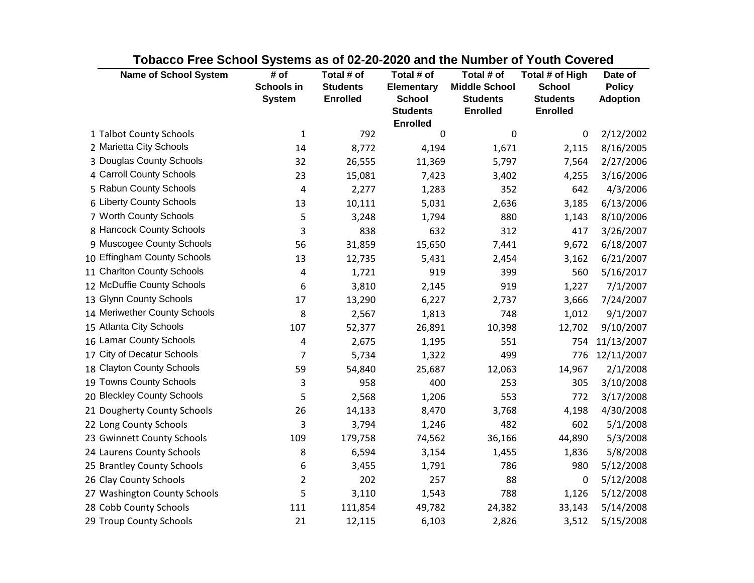## Tobacco Free School Systems as of 02-20-2020 and the Number of Youth Covered

| | Name of School System | # of Schools in System | Total # of Students Enrolled | Total # of Elementary School Students Enrolled | Total # of Middle School Students Enrolled | Total # of High School Students Enrolled | Date of Policy Adoption |
|---|---|---|---|---|---|---|---|
| 1 | Talbot County Schools | 1 | 792 | 0 | 0 | 0 | 2/12/2002 |
| 2 | Marietta City Schools | 14 | 8,772 | 4,194 | 1,671 | 2,115 | 8/16/2005 |
| 3 | Douglas County Schools | 32 | 26,555 | 11,369 | 5,797 | 7,564 | 2/27/2006 |
| 4 | Carroll County Schools | 23 | 15,081 | 7,423 | 3,402 | 4,255 | 3/16/2006 |
| 5 | Rabun County Schools | 4 | 2,277 | 1,283 | 352 | 642 | 4/3/2006 |
| 6 | Liberty County Schools | 13 | 10,111 | 5,031 | 2,636 | 3,185 | 6/13/2006 |
| 7 | Worth County Schools | 5 | 3,248 | 1,794 | 880 | 1,143 | 8/10/2006 |
| 8 | Hancock County Schools | 3 | 838 | 632 | 312 | 417 | 3/26/2007 |
| 9 | Muscogee County Schools | 56 | 31,859 | 15,650 | 7,441 | 9,672 | 6/18/2007 |
| 10 | Effingham County Schools | 13 | 12,735 | 5,431 | 2,454 | 3,162 | 6/21/2007 |
| 11 | Charlton County Schools | 4 | 1,721 | 919 | 399 | 560 | 5/16/2017 |
| 12 | McDuffie County Schools | 6 | 3,810 | 2,145 | 919 | 1,227 | 7/1/2007 |
| 13 | Glynn County Schools | 17 | 13,290 | 6,227 | 2,737 | 3,666 | 7/24/2007 |
| 14 | Meriwether County Schools | 8 | 2,567 | 1,813 | 748 | 1,012 | 9/1/2007 |
| 15 | Atlanta City Schools | 107 | 52,377 | 26,891 | 10,398 | 12,702 | 9/10/2007 |
| 16 | Lamar County Schools | 4 | 2,675 | 1,195 | 551 | 754 | 11/13/2007 |
| 17 | City of Decatur Schools | 7 | 5,734 | 1,322 | 499 | 776 | 12/11/2007 |
| 18 | Clayton County Schools | 59 | 54,840 | 25,687 | 12,063 | 14,967 | 2/1/2008 |
| 19 | Towns County Schools | 3 | 958 | 400 | 253 | 305 | 3/10/2008 |
| 20 | Bleckley County Schools | 5 | 2,568 | 1,206 | 553 | 772 | 3/17/2008 |
| 21 | Dougherty County Schools | 26 | 14,133 | 8,470 | 3,768 | 4,198 | 4/30/2008 |
| 22 | Long County Schools | 3 | 3,794 | 1,246 | 482 | 602 | 5/1/2008 |
| 23 | Gwinnett County Schools | 109 | 179,758 | 74,562 | 36,166 | 44,890 | 5/3/2008 |
| 24 | Laurens County Schools | 8 | 6,594 | 3,154 | 1,455 | 1,836 | 5/8/2008 |
| 25 | Brantley County Schools | 6 | 3,455 | 1,791 | 786 | 980 | 5/12/2008 |
| 26 | Clay County Schools | 2 | 202 | 257 | 88 | 0 | 5/12/2008 |
| 27 | Washington County Schools | 5 | 3,110 | 1,543 | 788 | 1,126 | 5/12/2008 |
| 28 | Cobb County Schools | 111 | 111,854 | 49,782 | 24,382 | 33,143 | 5/14/2008 |
| 29 | Troup County Schools | 21 | 12,115 | 6,103 | 2,826 | 3,512 | 5/15/2008 |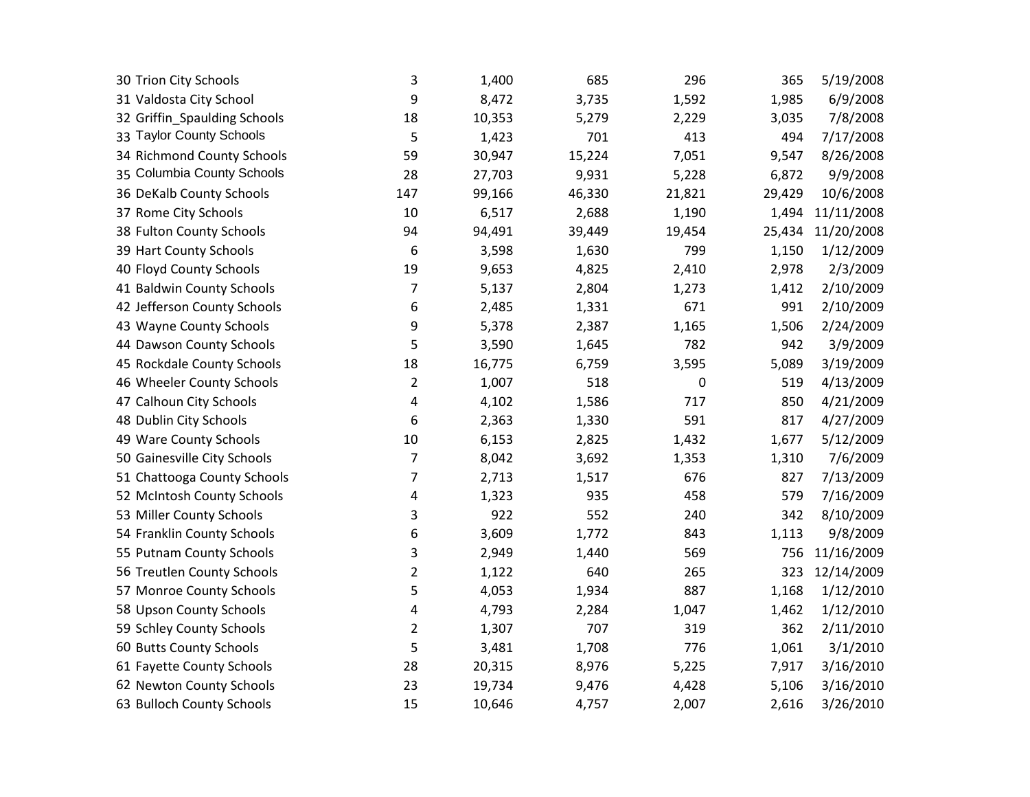| | | | | | | | |
|---|---|---|---|---|---|---|---|
| 30 | Trion City Schools | 3 | 1,400 | 685 | 296 | 365 | 5/19/2008 |
| 31 | Valdosta City School | 9 | 8,472 | 3,735 | 1,592 | 1,985 | 6/9/2008 |
| 32 | Griffin_Spaulding Schools | 18 | 10,353 | 5,279 | 2,229 | 3,035 | 7/8/2008 |
| 33 | Taylor County Schools | 5 | 1,423 | 701 | 413 | 494 | 7/17/2008 |
| 34 | Richmond County Schools | 59 | 30,947 | 15,224 | 7,051 | 9,547 | 8/26/2008 |
| 35 | Columbia County Schools | 28 | 27,703 | 9,931 | 5,228 | 6,872 | 9/9/2008 |
| 36 | DeKalb County Schools | 147 | 99,166 | 46,330 | 21,821 | 29,429 | 10/6/2008 |
| 37 | Rome City Schools | 10 | 6,517 | 2,688 | 1,190 | 1,494 | 11/11/2008 |
| 38 | Fulton County Schools | 94 | 94,491 | 39,449 | 19,454 | 25,434 | 11/20/2008 |
| 39 | Hart County Schools | 6 | 3,598 | 1,630 | 799 | 1,150 | 1/12/2009 |
| 40 | Floyd County Schools | 19 | 9,653 | 4,825 | 2,410 | 2,978 | 2/3/2009 |
| 41 | Baldwin County Schools | 7 | 5,137 | 2,804 | 1,273 | 1,412 | 2/10/2009 |
| 42 | Jefferson County Schools | 6 | 2,485 | 1,331 | 671 | 991 | 2/10/2009 |
| 43 | Wayne County Schools | 9 | 5,378 | 2,387 | 1,165 | 1,506 | 2/24/2009 |
| 44 | Dawson County Schools | 5 | 3,590 | 1,645 | 782 | 942 | 3/9/2009 |
| 45 | Rockdale County Schools | 18 | 16,775 | 6,759 | 3,595 | 5,089 | 3/19/2009 |
| 46 | Wheeler County Schools | 2 | 1,007 | 518 | 0 | 519 | 4/13/2009 |
| 47 | Calhoun City Schools | 4 | 4,102 | 1,586 | 717 | 850 | 4/21/2009 |
| 48 | Dublin City Schools | 6 | 2,363 | 1,330 | 591 | 817 | 4/27/2009 |
| 49 | Ware County Schools | 10 | 6,153 | 2,825 | 1,432 | 1,677 | 5/12/2009 |
| 50 | Gainesville City Schools | 7 | 8,042 | 3,692 | 1,353 | 1,310 | 7/6/2009 |
| 51 | Chattooga County Schools | 7 | 2,713 | 1,517 | 676 | 827 | 7/13/2009 |
| 52 | McIntosh County Schools | 4 | 1,323 | 935 | 458 | 579 | 7/16/2009 |
| 53 | Miller County Schools | 3 | 922 | 552 | 240 | 342 | 8/10/2009 |
| 54 | Franklin County Schools | 6 | 3,609 | 1,772 | 843 | 1,113 | 9/8/2009 |
| 55 | Putnam County Schools | 3 | 2,949 | 1,440 | 569 | 756 | 11/16/2009 |
| 56 | Treutlen County Schools | 2 | 1,122 | 640 | 265 | 323 | 12/14/2009 |
| 57 | Monroe County Schools | 5 | 4,053 | 1,934 | 887 | 1,168 | 1/12/2010 |
| 58 | Upson County Schools | 4 | 4,793 | 2,284 | 1,047 | 1,462 | 1/12/2010 |
| 59 | Schley County Schools | 2 | 1,307 | 707 | 319 | 362 | 2/11/2010 |
| 60 | Butts County Schools | 5 | 3,481 | 1,708 | 776 | 1,061 | 3/1/2010 |
| 61 | Fayette County Schools | 28 | 20,315 | 8,976 | 5,225 | 7,917 | 3/16/2010 |
| 62 | Newton County Schools | 23 | 19,734 | 9,476 | 4,428 | 5,106 | 3/16/2010 |
| 63 | Bulloch County Schools | 15 | 10,646 | 4,757 | 2,007 | 2,616 | 3/26/2010 |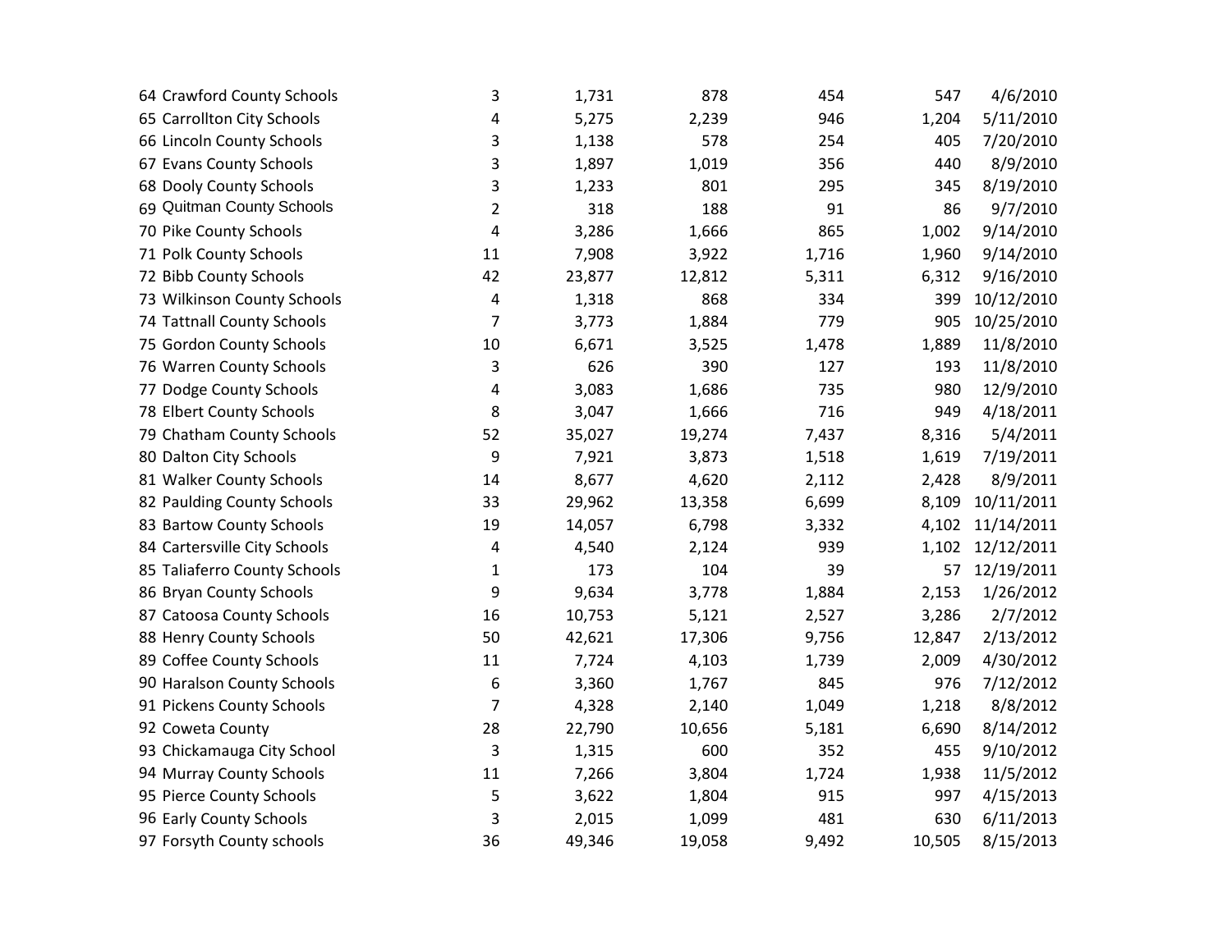| | | | | | | | |
|---|---|---|---|---|---|---|---|
| 64 | Crawford County Schools | 3 | 1,731 | 878 | 454 | 547 | 4/6/2010 |
| 65 | Carrollton City Schools | 4 | 5,275 | 2,239 | 946 | 1,204 | 5/11/2010 |
| 66 | Lincoln County Schools | 3 | 1,138 | 578 | 254 | 405 | 7/20/2010 |
| 67 | Evans County Schools | 3 | 1,897 | 1,019 | 356 | 440 | 8/9/2010 |
| 68 | Dooly County Schools | 3 | 1,233 | 801 | 295 | 345 | 8/19/2010 |
| 69 | Quitman County Schools | 2 | 318 | 188 | 91 | 86 | 9/7/2010 |
| 70 | Pike County Schools | 4 | 3,286 | 1,666 | 865 | 1,002 | 9/14/2010 |
| 71 | Polk County Schools | 11 | 7,908 | 3,922 | 1,716 | 1,960 | 9/14/2010 |
| 72 | Bibb County Schools | 42 | 23,877 | 12,812 | 5,311 | 6,312 | 9/16/2010 |
| 73 | Wilkinson County Schools | 4 | 1,318 | 868 | 334 | 399 | 10/12/2010 |
| 74 | Tattnall County Schools | 7 | 3,773 | 1,884 | 779 | 905 | 10/25/2010 |
| 75 | Gordon County Schools | 10 | 6,671 | 3,525 | 1,478 | 1,889 | 11/8/2010 |
| 76 | Warren County Schools | 3 | 626 | 390 | 127 | 193 | 11/8/2010 |
| 77 | Dodge County Schools | 4 | 3,083 | 1,686 | 735 | 980 | 12/9/2010 |
| 78 | Elbert County Schools | 8 | 3,047 | 1,666 | 716 | 949 | 4/18/2011 |
| 79 | Chatham County Schools | 52 | 35,027 | 19,274 | 7,437 | 8,316 | 5/4/2011 |
| 80 | Dalton City Schools | 9 | 7,921 | 3,873 | 1,518 | 1,619 | 7/19/2011 |
| 81 | Walker County Schools | 14 | 8,677 | 4,620 | 2,112 | 2,428 | 8/9/2011 |
| 82 | Paulding County Schools | 33 | 29,962 | 13,358 | 6,699 | 8,109 | 10/11/2011 |
| 83 | Bartow County Schools | 19 | 14,057 | 6,798 | 3,332 | 4,102 | 11/14/2011 |
| 84 | Cartersville City Schools | 4 | 4,540 | 2,124 | 939 | 1,102 | 12/12/2011 |
| 85 | Taliaferro County Schools | 1 | 173 | 104 | 39 | 57 | 12/19/2011 |
| 86 | Bryan County Schools | 9 | 9,634 | 3,778 | 1,884 | 2,153 | 1/26/2012 |
| 87 | Catoosa County Schools | 16 | 10,753 | 5,121 | 2,527 | 3,286 | 2/7/2012 |
| 88 | Henry County Schools | 50 | 42,621 | 17,306 | 9,756 | 12,847 | 2/13/2012 |
| 89 | Coffee County Schools | 11 | 7,724 | 4,103 | 1,739 | 2,009 | 4/30/2012 |
| 90 | Haralson County Schools | 6 | 3,360 | 1,767 | 845 | 976 | 7/12/2012 |
| 91 | Pickens County Schools | 7 | 4,328 | 2,140 | 1,049 | 1,218 | 8/8/2012 |
| 92 | Coweta County | 28 | 22,790 | 10,656 | 5,181 | 6,690 | 8/14/2012 |
| 93 | Chickamauga City School | 3 | 1,315 | 600 | 352 | 455 | 9/10/2012 |
| 94 | Murray County Schools | 11 | 7,266 | 3,804 | 1,724 | 1,938 | 11/5/2012 |
| 95 | Pierce County Schools | 5 | 3,622 | 1,804 | 915 | 997 | 4/15/2013 |
| 96 | Early County Schools | 3 | 2,015 | 1,099 | 481 | 630 | 6/11/2013 |
| 97 | Forsyth County schools | 36 | 49,346 | 19,058 | 9,492 | 10,505 | 8/15/2013 |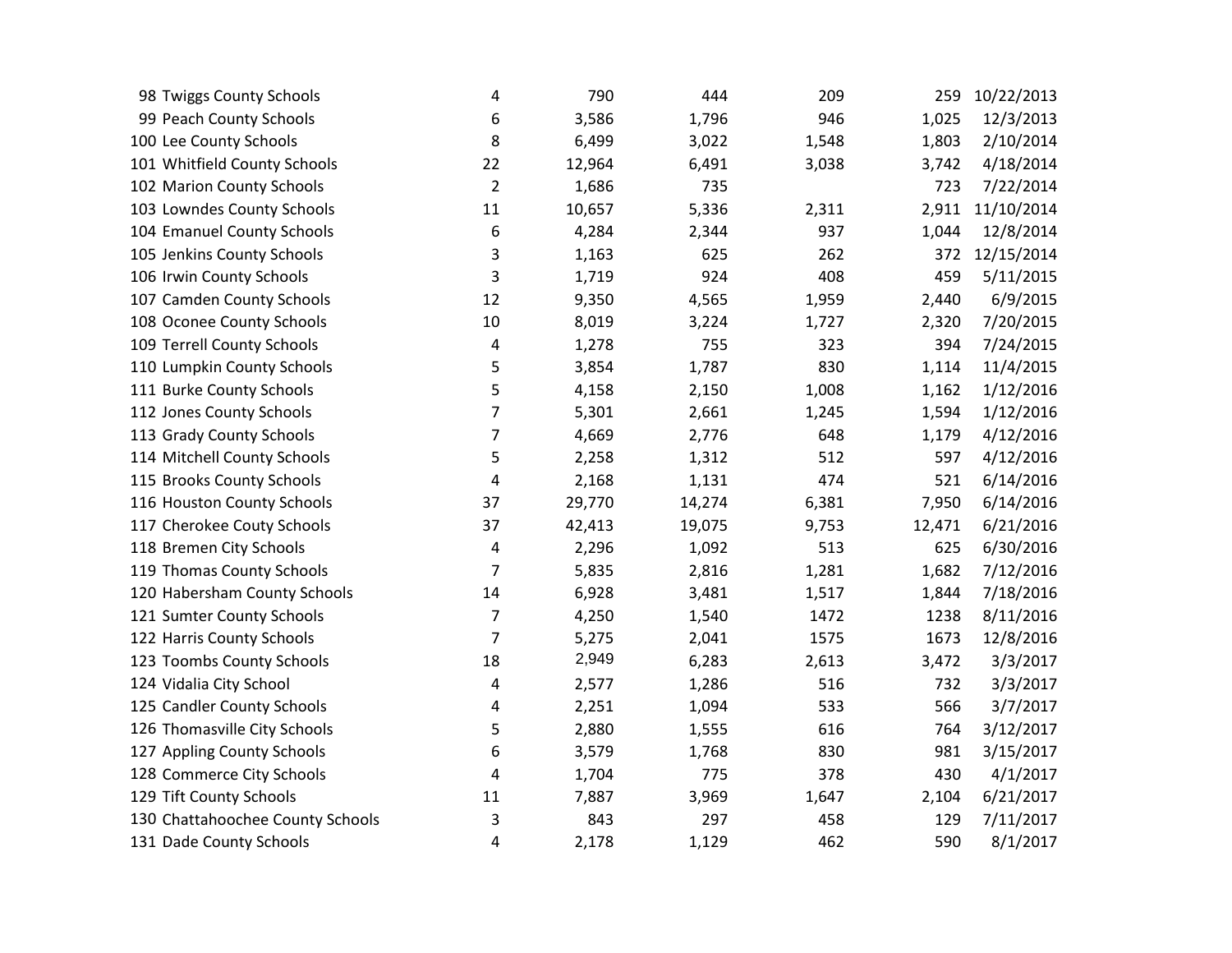| | | | | | | | |
|---|---|---|---|---|---|---|---|
| 98 | Twiggs County Schools | 4 | 790 | 444 | 209 | 259 | 10/22/2013 |
| 99 | Peach County Schools | 6 | 3,586 | 1,796 | 946 | 1,025 | 12/3/2013 |
| 100 | Lee County Schools | 8 | 6,499 | 3,022 | 1,548 | 1,803 | 2/10/2014 |
| 101 | Whitfield County Schools | 22 | 12,964 | 6,491 | 3,038 | 3,742 | 4/18/2014 |
| 102 | Marion County Schools | 2 | 1,686 | 735 | | 723 | 7/22/2014 |
| 103 | Lowndes County Schools | 11 | 10,657 | 5,336 | 2,311 | 2,911 | 11/10/2014 |
| 104 | Emanuel County Schools | 6 | 4,284 | 2,344 | 937 | 1,044 | 12/8/2014 |
| 105 | Jenkins County Schools | 3 | 1,163 | 625 | 262 | 372 | 12/15/2014 |
| 106 | Irwin County Schools | 3 | 1,719 | 924 | 408 | 459 | 5/11/2015 |
| 107 | Camden County Schools | 12 | 9,350 | 4,565 | 1,959 | 2,440 | 6/9/2015 |
| 108 | Oconee County Schools | 10 | 8,019 | 3,224 | 1,727 | 2,320 | 7/20/2015 |
| 109 | Terrell County Schools | 4 | 1,278 | 755 | 323 | 394 | 7/24/2015 |
| 110 | Lumpkin County Schools | 5 | 3,854 | 1,787 | 830 | 1,114 | 11/4/2015 |
| 111 | Burke County Schools | 5 | 4,158 | 2,150 | 1,008 | 1,162 | 1/12/2016 |
| 112 | Jones County Schools | 7 | 5,301 | 2,661 | 1,245 | 1,594 | 1/12/2016 |
| 113 | Grady County Schools | 7 | 4,669 | 2,776 | 648 | 1,179 | 4/12/2016 |
| 114 | Mitchell County Schools | 5 | 2,258 | 1,312 | 512 | 597 | 4/12/2016 |
| 115 | Brooks County Schools | 4 | 2,168 | 1,131 | 474 | 521 | 6/14/2016 |
| 116 | Houston County Schools | 37 | 29,770 | 14,274 | 6,381 | 7,950 | 6/14/2016 |
| 117 | Cherokee Couty Schools | 37 | 42,413 | 19,075 | 9,753 | 12,471 | 6/21/2016 |
| 118 | Bremen City Schools | 4 | 2,296 | 1,092 | 513 | 625 | 6/30/2016 |
| 119 | Thomas County Schools | 7 | 5,835 | 2,816 | 1,281 | 1,682 | 7/12/2016 |
| 120 | Habersham County Schools | 14 | 6,928 | 3,481 | 1,517 | 1,844 | 7/18/2016 |
| 121 | Sumter County Schools | 7 | 4,250 | 1,540 | 1472 | 1238 | 8/11/2016 |
| 122 | Harris County Schools | 7 | 5,275 | 2,041 | 1575 | 1673 | 12/8/2016 |
| 123 | Toombs County Schools | 18 | 2,949 | 6,283 | 2,613 | 3,472 | 3/3/2017 |
| 124 | Vidalia City School | 4 | 2,577 | 1,286 | 516 | 732 | 3/3/2017 |
| 125 | Candler County Schools | 4 | 2,251 | 1,094 | 533 | 566 | 3/7/2017 |
| 126 | Thomasville City Schools | 5 | 2,880 | 1,555 | 616 | 764 | 3/12/2017 |
| 127 | Appling County Schools | 6 | 3,579 | 1,768 | 830 | 981 | 3/15/2017 |
| 128 | Commerce City Schools | 4 | 1,704 | 775 | 378 | 430 | 4/1/2017 |
| 129 | Tift County Schools | 11 | 7,887 | 3,969 | 1,647 | 2,104 | 6/21/2017 |
| 130 | Chattahoochee County Schools | 3 | 843 | 297 | 458 | 129 | 7/11/2017 |
| 131 | Dade County Schools | 4 | 2,178 | 1,129 | 462 | 590 | 8/1/2017 |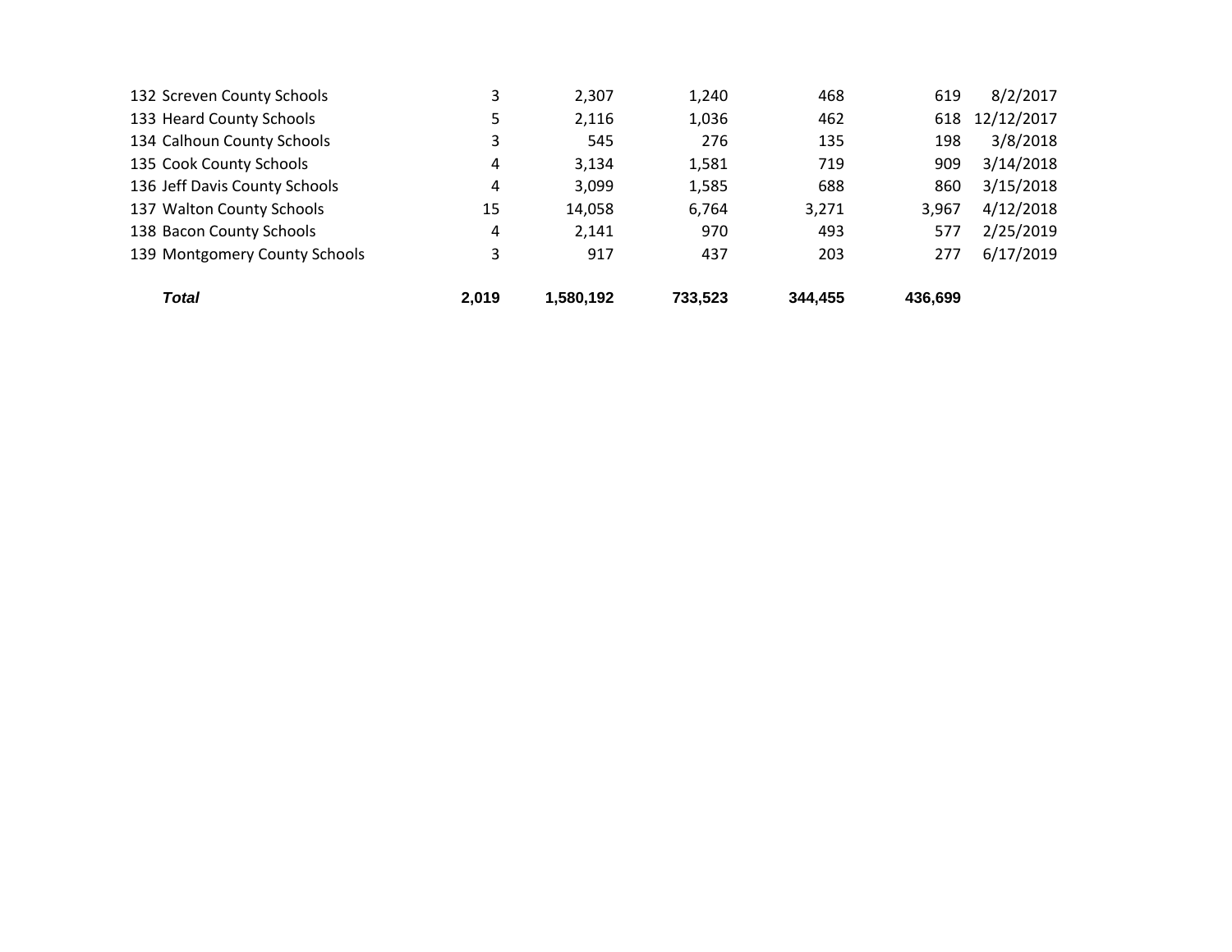| | | | | | | | |
|---|---|---|---|---|---|---|---|
| 132 | Screven County Schools | 3 | 2,307 | 1,240 | 468 | 619 | 8/2/2017 |
| 133 | Heard County Schools | 5 | 2,116 | 1,036 | 462 | 618 | 12/12/2017 |
| 134 | Calhoun County Schools | 3 | 545 | 276 | 135 | 198 | 3/8/2018 |
| 135 | Cook County Schools | 4 | 3,134 | 1,581 | 719 | 909 | 3/14/2018 |
| 136 | Jeff Davis County Schools | 4 | 3,099 | 1,585 | 688 | 860 | 3/15/2018 |
| 137 | Walton County Schools | 15 | 14,058 | 6,764 | 3,271 | 3,967 | 4/12/2018 |
| 138 | Bacon County Schools | 4 | 2,141 | 970 | 493 | 577 | 2/25/2019 |
| 139 | Montgomery County Schools | 3 | 917 | 437 | 203 | 277 | 6/17/2019 |
| | ***Total*** | **2,019** | **1,580,192** | **733,523** | **344,455** | **436,699** | |